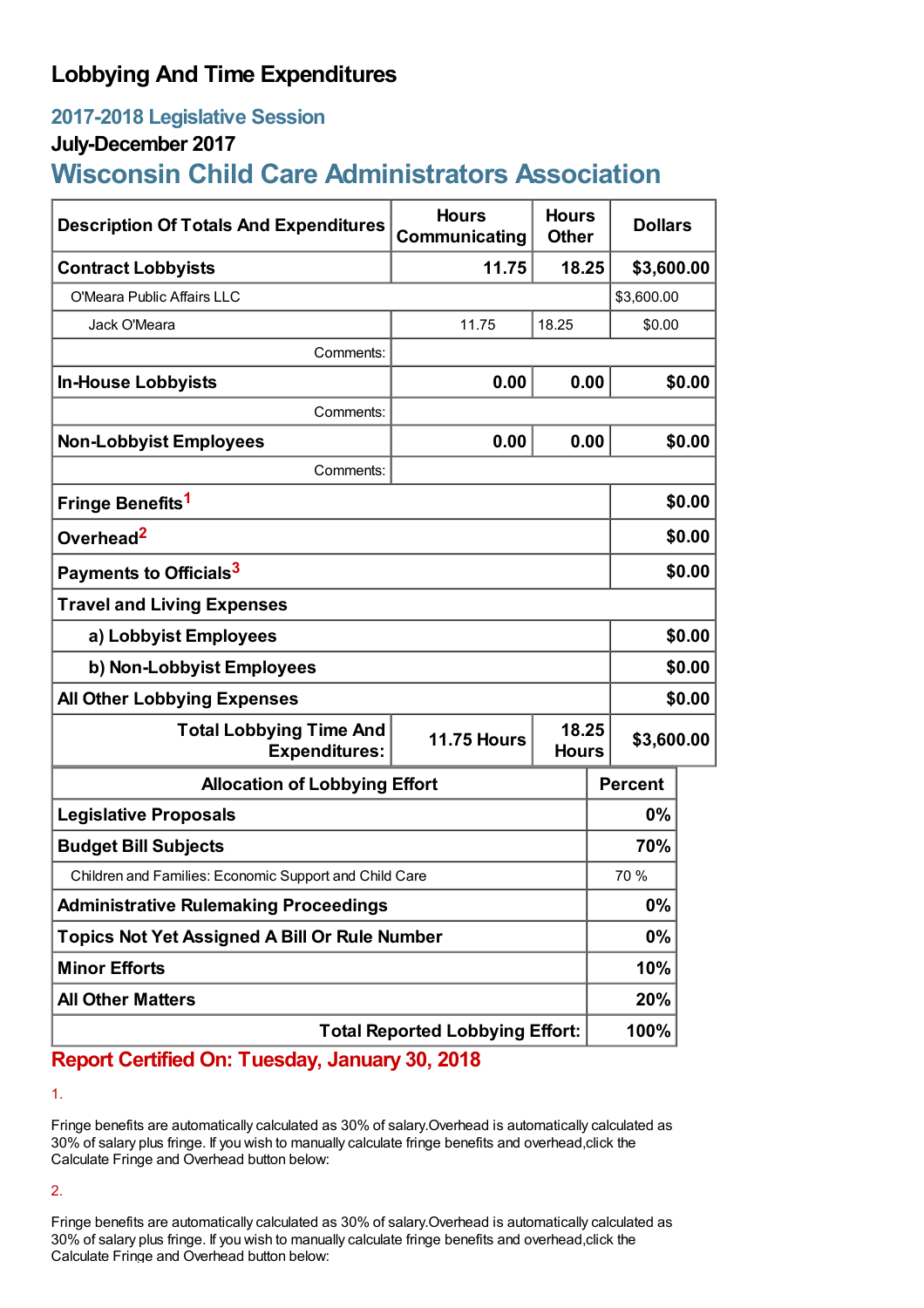# Lobbying And Time Expenditures

## 2017-2018 Legislative Session

### July-December 2017

## Wisconsin Child Care Administrators Association

| Description Of Totals And Expenditures | Hours Communicating | Hours Other | Dollars |
|---|---|---|---|
| **Contract Lobbyists** | **11.75** | **18.25** | **$3,600.00** |
| O'Meara Public Affairs LLC | | | $3,600.00 |
| Jack O'Meara | 11.75 | 18.25 | $0.00 |
| Comments: | | | |
| **In-House Lobbyists** | **0.00** | **0.00** | **$0.00** |
| Comments: | | | |
| **Non-Lobbyist Employees** | **0.00** | **0.00** | **$0.00** |
| Comments: | | | |
| **Fringe Benefits**[1] | | | **$0.00** |
| **Overhead**[2] | | | **$0.00** |
| **Payments to Officials**[3] | | | **$0.00** |
| **Travel and Living Expenses** | | | |
| **a) Lobbyist Employees** | | | **$0.00** |
| **b) Non-Lobbyist Employees** | | | **$0.00** |
| **All Other Lobbying Expenses** | | | **$0.00** |
| **Total Lobbying Time And Expenditures:** | **11.75 Hours** | **18.25 Hours** | **$3,600.00** |

| Allocation of Lobbying Effort | Percent |
|---|---|
| **Legislative Proposals** | **0%** |
| **Budget Bill Subjects** | **70%** |
| Children and Families: Economic Support and Child Care | 70 % |
| **Administrative Rulemaking Proceedings** | **0%** |
| **Topics Not Yet Assigned A Bill Or Rule Number** | **0%** |
| **Minor Efforts** | **10%** |
| **All Other Matters** | **20%** |
| **Total Reported Lobbying Effort:** | **100%** |

**Report Certified On: Tuesday, January 30, 2018**

1.

Fringe benefits are automatically calculated as 30% of salary.Overhead is automatically calculated as 30% of salary plus fringe. If you wish to manually calculate fringe benefits and overhead,click the Calculate Fringe and Overhead button below:

2.

Fringe benefits are automatically calculated as 30% of salary.Overhead is automatically calculated as 30% of salary plus fringe. If you wish to manually calculate fringe benefits and overhead,click the Calculate Fringe and Overhead button below: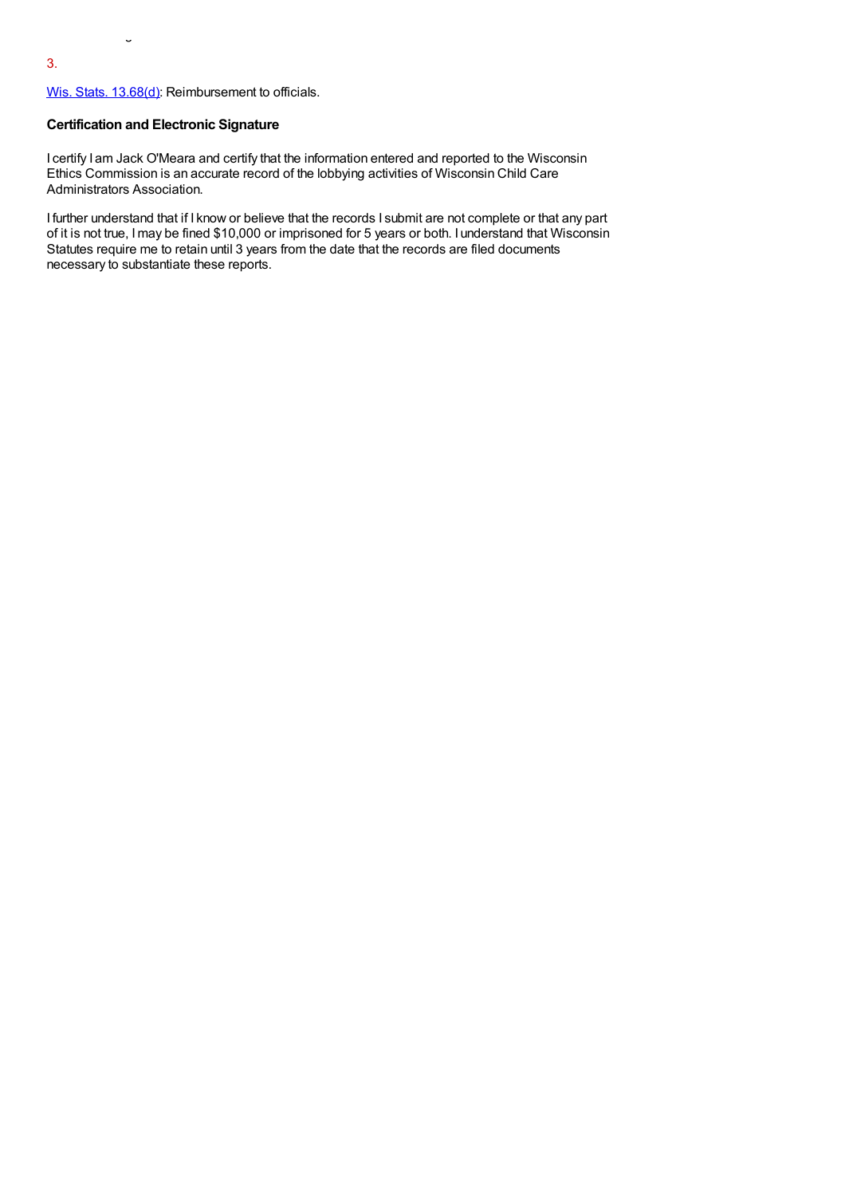3.

Wis. Stats. 13.68(d): Reimbursement to officials.

**Certification and Electronic Signature**

I certify I am Jack O'Meara and certify that the information entered and reported to the Wisconsin Ethics Commission is an accurate record of the lobbying activities of Wisconsin Child Care Administrators Association.

I further understand that if I know or believe that the records I submit are not complete or that any part of it is not true, I may be fined $10,000 or imprisoned for 5 years or both. I understand that Wisconsin Statutes require me to retain until 3 years from the date that the records are filed documents necessary to substantiate these reports.